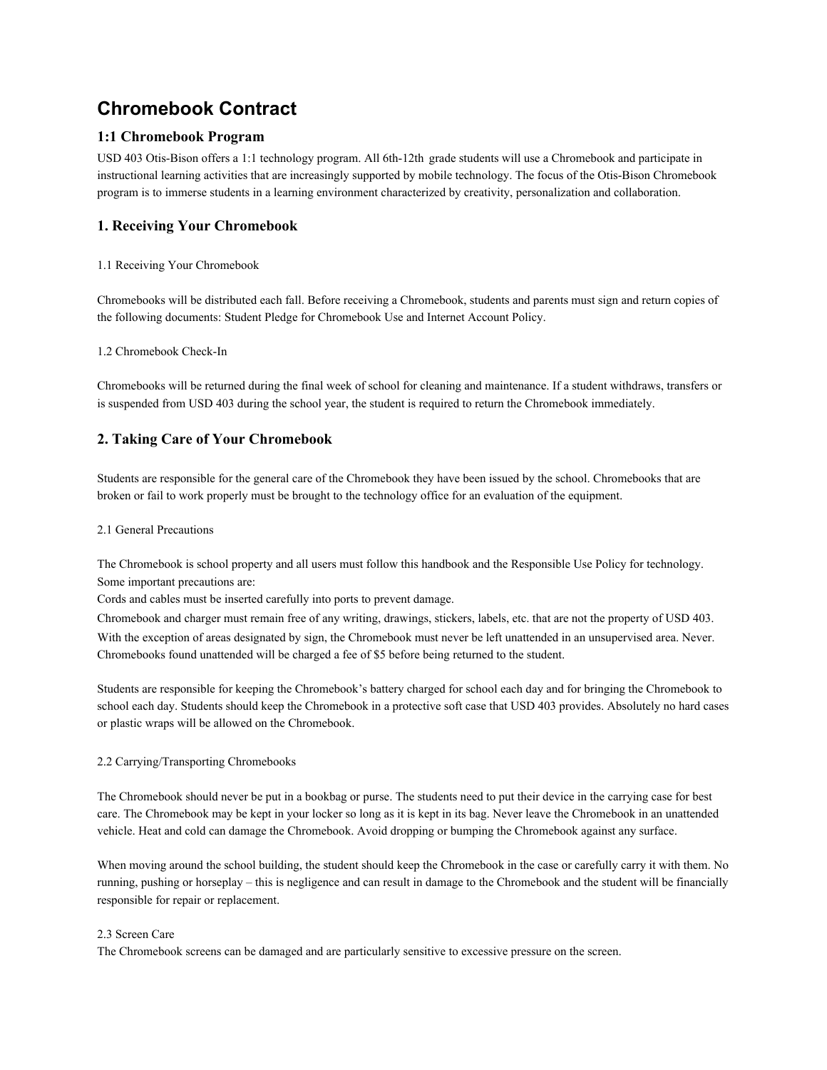# Chromebook Contract

## 1:1 Chromebook Program

USD 403 Otis-Bison offers a 1:1 technology program. All 6th-12th grade students will use a Chromebook and participate in instructional learning activities that are increasingly supported by mobile technology. The focus of the Otis-Bison Chromebook program is to immerse students in a learning environment characterized by creativity, personalization and collaboration.

## 1. Receiving Your Chromebook

1.1 Receiving Your Chromebook

Chromebooks will be distributed each fall. Before receiving a Chromebook, students and parents must sign and return copies of the following documents: Student Pledge for Chromebook Use and Internet Account Policy.

1.2 Chromebook Check-In

Chromebooks will be returned during the final week of school for cleaning and maintenance. If a student withdraws, transfers or is suspended from USD 403 during the school year, the student is required to return the Chromebook immediately.

## 2. Taking Care of Your Chromebook

Students are responsible for the general care of the Chromebook they have been issued by the school. Chromebooks that are broken or fail to work properly must be brought to the technology office for an evaluation of the equipment.

2.1 General Precautions

The Chromebook is school property and all users must follow this handbook and the Responsible Use Policy for technology. Some important precautions are:

Cords and cables must be inserted carefully into ports to prevent damage.

Chromebook and charger must remain free of any writing, drawings, stickers, labels, etc. that are not the property of USD 403.

With the exception of areas designated by sign, the Chromebook must never be left unattended in an unsupervised area. Never. Chromebooks found unattended will be charged a fee of $5 before being returned to the student.

Students are responsible for keeping the Chromebook's battery charged for school each day and for bringing the Chromebook to school each day. Students should keep the Chromebook in a protective soft case that USD 403 provides. Absolutely no hard cases or plastic wraps will be allowed on the Chromebook.

2.2 Carrying/Transporting Chromebooks

The Chromebook should never be put in a bookbag or purse. The students need to put their device in the carrying case for best care. The Chromebook may be kept in your locker so long as it is kept in its bag. Never leave the Chromebook in an unattended vehicle. Heat and cold can damage the Chromebook. Avoid dropping or bumping the Chromebook against any surface.

When moving around the school building, the student should keep the Chromebook in the case or carefully carry it with them. No running, pushing or horseplay – this is negligence and can result in damage to the Chromebook and the student will be financially responsible for repair or replacement.

2.3 Screen Care

The Chromebook screens can be damaged and are particularly sensitive to excessive pressure on the screen.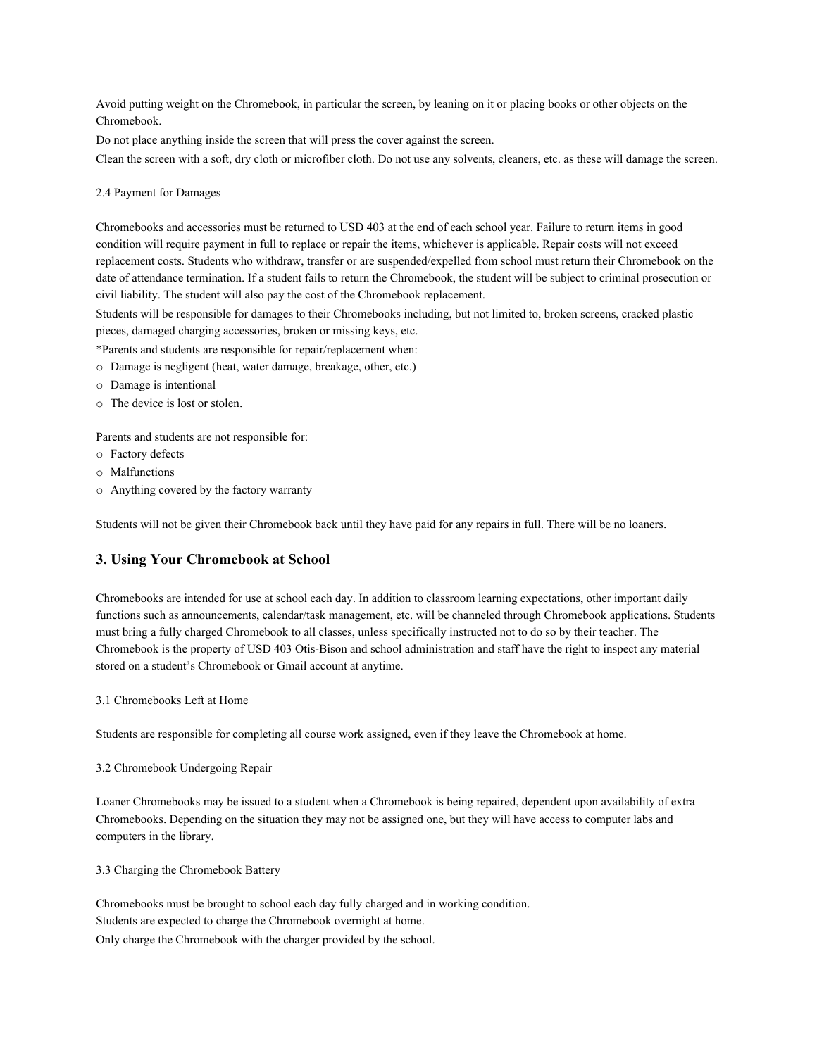Avoid putting weight on the Chromebook, in particular the screen, by leaning on it or placing books or other objects on the Chromebook.

Do not place anything inside the screen that will press the cover against the screen.

Clean the screen with a soft, dry cloth or microfiber cloth. Do not use any solvents, cleaners, etc. as these will damage the screen.

2.4 Payment for Damages

Chromebooks and accessories must be returned to USD 403 at the end of each school year. Failure to return items in good condition will require payment in full to replace or repair the items, whichever is applicable. Repair costs will not exceed replacement costs. Students who withdraw, transfer or are suspended/expelled from school must return their Chromebook on the date of attendance termination. If a student fails to return the Chromebook, the student will be subject to criminal prosecution or civil liability. The student will also pay the cost of the Chromebook replacement.

Students will be responsible for damages to their Chromebooks including, but not limited to, broken screens, cracked plastic pieces, damaged charging accessories, broken or missing keys, etc.

*Parents and students are responsible for repair/replacement when:

- Damage is negligent (heat, water damage, breakage, other, etc.)
- Damage is intentional
- The device is lost or stolen.

Parents and students are not responsible for:

- Factory defects
- Malfunctions
- Anything covered by the factory warranty

Students will not be given their Chromebook back until they have paid for any repairs in full. There will be no loaners.

## 3. Using Your Chromebook at School

Chromebooks are intended for use at school each day. In addition to classroom learning expectations, other important daily functions such as announcements, calendar/task management, etc. will be channeled through Chromebook applications. Students must bring a fully charged Chromebook to all classes, unless specifically instructed not to do so by their teacher. The Chromebook is the property of USD 403 Otis-Bison and school administration and staff have the right to inspect any material stored on a student's Chromebook or Gmail account at anytime.

3.1 Chromebooks Left at Home

Students are responsible for completing all course work assigned, even if they leave the Chromebook at home.

3.2 Chromebook Undergoing Repair

Loaner Chromebooks may be issued to a student when a Chromebook is being repaired, dependent upon availability of extra Chromebooks. Depending on the situation they may not be assigned one, but they will have access to computer labs and computers in the library.

3.3 Charging the Chromebook Battery

Chromebooks must be brought to school each day fully charged and in working condition.

Students are expected to charge the Chromebook overnight at home.

Only charge the Chromebook with the charger provided by the school.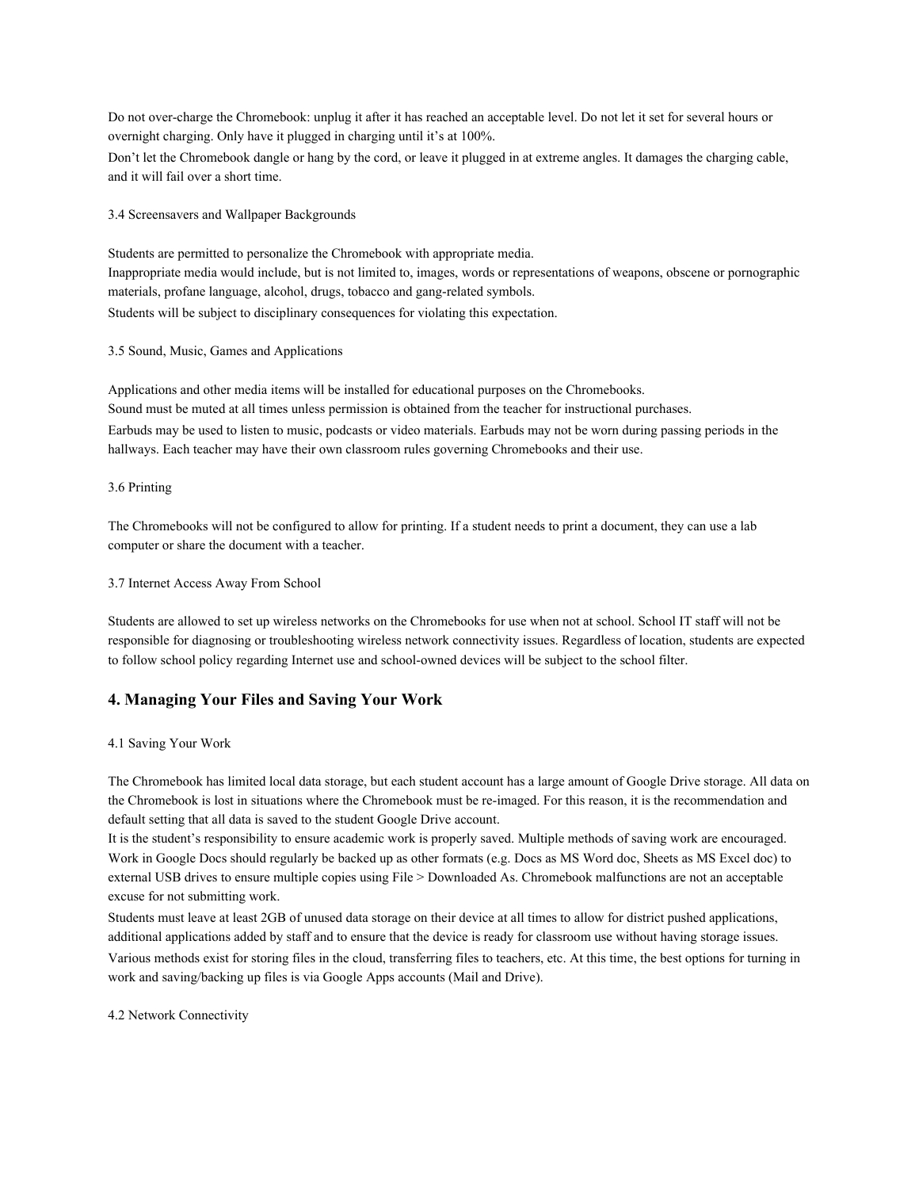Do not over-charge the Chromebook: unplug it after it has reached an acceptable level. Do not let it set for several hours or overnight charging. Only have it plugged in charging until it's at 100%.

Don't let the Chromebook dangle or hang by the cord, or leave it plugged in at extreme angles. It damages the charging cable, and it will fail over a short time.

3.4 Screensavers and Wallpaper Backgrounds

Students are permitted to personalize the Chromebook with appropriate media.

Inappropriate media would include, but is not limited to, images, words or representations of weapons, obscene or pornographic materials, profane language, alcohol, drugs, tobacco and gang-related symbols.

Students will be subject to disciplinary consequences for violating this expectation.

3.5 Sound, Music, Games and Applications

Applications and other media items will be installed for educational purposes on the Chromebooks.

Sound must be muted at all times unless permission is obtained from the teacher for instructional purchases.

Earbuds may be used to listen to music, podcasts or video materials. Earbuds may not be worn during passing periods in the hallways. Each teacher may have their own classroom rules governing Chromebooks and their use.

3.6 Printing

The Chromebooks will not be configured to allow for printing. If a student needs to print a document, they can use a lab computer or share the document with a teacher.

3.7 Internet Access Away From School

Students are allowed to set up wireless networks on the Chromebooks for use when not at school. School IT staff will not be responsible for diagnosing or troubleshooting wireless network connectivity issues. Regardless of location, students are expected to follow school policy regarding Internet use and school-owned devices will be subject to the school filter.

## 4. Managing Your Files and Saving Your Work

4.1 Saving Your Work

The Chromebook has limited local data storage, but each student account has a large amount of Google Drive storage. All data on the Chromebook is lost in situations where the Chromebook must be re-imaged. For this reason, it is the recommendation and default setting that all data is saved to the student Google Drive account.

It is the student's responsibility to ensure academic work is properly saved. Multiple methods of saving work are encouraged. Work in Google Docs should regularly be backed up as other formats (e.g. Docs as MS Word doc, Sheets as MS Excel doc) to external USB drives to ensure multiple copies using File > Downloaded As. Chromebook malfunctions are not an acceptable excuse for not submitting work.

Students must leave at least 2GB of unused data storage on their device at all times to allow for district pushed applications, additional applications added by staff and to ensure that the device is ready for classroom use without having storage issues.

Various methods exist for storing files in the cloud, transferring files to teachers, etc. At this time, the best options for turning in work and saving/backing up files is via Google Apps accounts (Mail and Drive).

4.2 Network Connectivity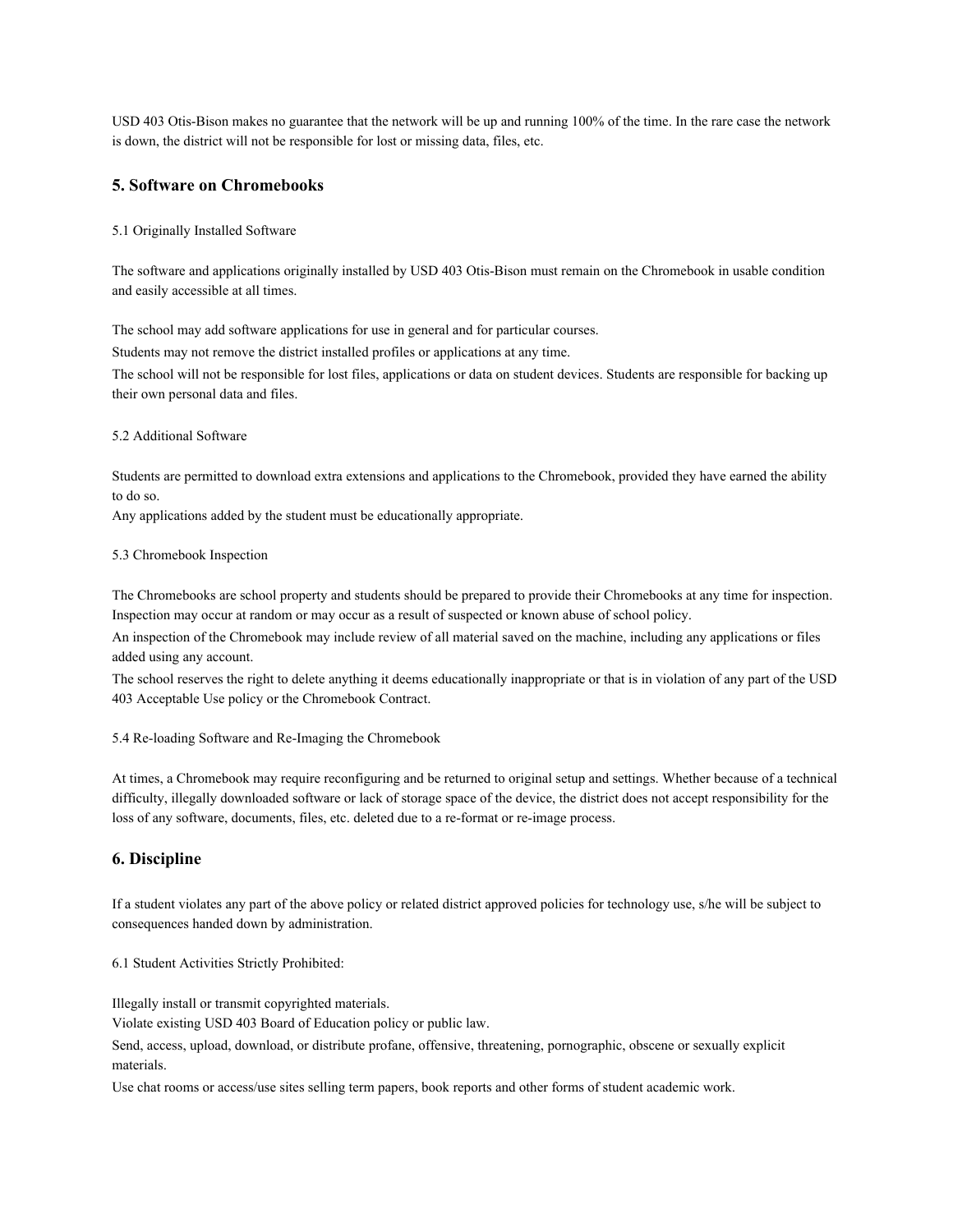USD 403 Otis-Bison makes no guarantee that the network will be up and running 100% of the time. In the rare case the network is down, the district will not be responsible for lost or missing data, files, etc.

## 5. Software on Chromebooks

5.1 Originally Installed Software

The software and applications originally installed by USD 403 Otis-Bison must remain on the Chromebook in usable condition and easily accessible at all times.

The school may add software applications for use in general and for particular courses.
Students may not remove the district installed profiles or applications at any time.
The school will not be responsible for lost files, applications or data on student devices. Students are responsible for backing up their own personal data and files.

5.2 Additional Software

Students are permitted to download extra extensions and applications to the Chromebook, provided they have earned the ability to do so.
Any applications added by the student must be educationally appropriate.

5.3 Chromebook Inspection

The Chromebooks are school property and students should be prepared to provide their Chromebooks at any time for inspection. Inspection may occur at random or may occur as a result of suspected or known abuse of school policy.
An inspection of the Chromebook may include review of all material saved on the machine, including any applications or files added using any account.
The school reserves the right to delete anything it deems educationally inappropriate or that is in violation of any part of the USD 403 Acceptable Use policy or the Chromebook Contract.

5.4 Re-loading Software and Re-Imaging the Chromebook

At times, a Chromebook may require reconfiguring and be returned to original setup and settings. Whether because of a technical difficulty, illegally downloaded software or lack of storage space of the device, the district does not accept responsibility for the loss of any software, documents, files, etc. deleted due to a re-format or re-image process.

## 6. Discipline

If a student violates any part of the above policy or related district approved policies for technology use, s/he will be subject to consequences handed down by administration.

6.1 Student Activities Strictly Prohibited:

Illegally install or transmit copyrighted materials.
Violate existing USD 403 Board of Education policy or public law.
Send, access, upload, download, or distribute profane, offensive, threatening, pornographic, obscene or sexually explicit materials.
Use chat rooms or access/use sites selling term papers, book reports and other forms of student academic work.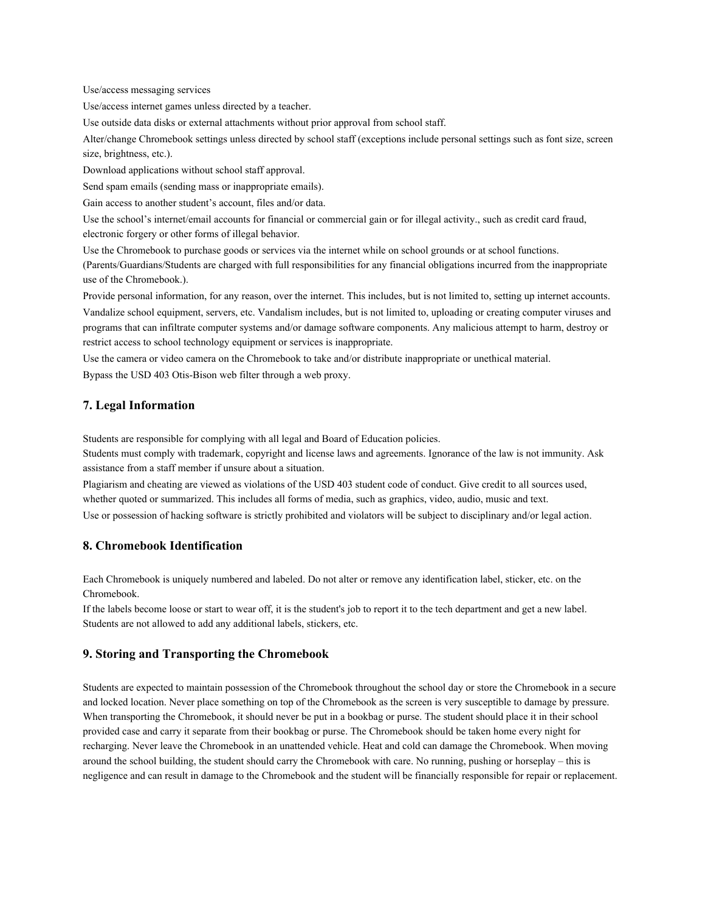Use/access messaging services

Use/access internet games unless directed by a teacher.

Use outside data disks or external attachments without prior approval from school staff.

Alter/change Chromebook settings unless directed by school staff (exceptions include personal settings such as font size, screen size, brightness, etc.).

Download applications without school staff approval.

Send spam emails (sending mass or inappropriate emails).

Gain access to another student's account, files and/or data.

Use the school's internet/email accounts for financial or commercial gain or for illegal activity., such as credit card fraud, electronic forgery or other forms of illegal behavior.

Use the Chromebook to purchase goods or services via the internet while on school grounds or at school functions. (Parents/Guardians/Students are charged with full responsibilities for any financial obligations incurred from the inappropriate use of the Chromebook.).

Provide personal information, for any reason, over the internet. This includes, but is not limited to, setting up internet accounts.

Vandalize school equipment, servers, etc. Vandalism includes, but is not limited to, uploading or creating computer viruses and programs that can infiltrate computer systems and/or damage software components. Any malicious attempt to harm, destroy or restrict access to school technology equipment or services is inappropriate.

Use the camera or video camera on the Chromebook to take and/or distribute inappropriate or unethical material.

Bypass the USD 403 Otis-Bison web filter through a web proxy.

## 7. Legal Information

Students are responsible for complying with all legal and Board of Education policies.

Students must comply with trademark, copyright and license laws and agreements. Ignorance of the law is not immunity. Ask assistance from a staff member if unsure about a situation.

Plagiarism and cheating are viewed as violations of the USD 403 student code of conduct. Give credit to all sources used, whether quoted or summarized. This includes all forms of media, such as graphics, video, audio, music and text.

Use or possession of hacking software is strictly prohibited and violators will be subject to disciplinary and/or legal action.

## 8. Chromebook Identification

Each Chromebook is uniquely numbered and labeled. Do not alter or remove any identification label, sticker, etc. on the Chromebook.

If the labels become loose or start to wear off, it is the student's job to report it to the tech department and get a new label. Students are not allowed to add any additional labels, stickers, etc.

## 9. Storing and Transporting the Chromebook

Students are expected to maintain possession of the Chromebook throughout the school day or store the Chromebook in a secure and locked location. Never place something on top of the Chromebook as the screen is very susceptible to damage by pressure. When transporting the Chromebook, it should never be put in a bookbag or purse. The student should place it in their school provided case and carry it separate from their bookbag or purse. The Chromebook should be taken home every night for recharging. Never leave the Chromebook in an unattended vehicle. Heat and cold can damage the Chromebook. When moving around the school building, the student should carry the Chromebook with care. No running, pushing or horseplay – this is negligence and can result in damage to the Chromebook and the student will be financially responsible for repair or replacement.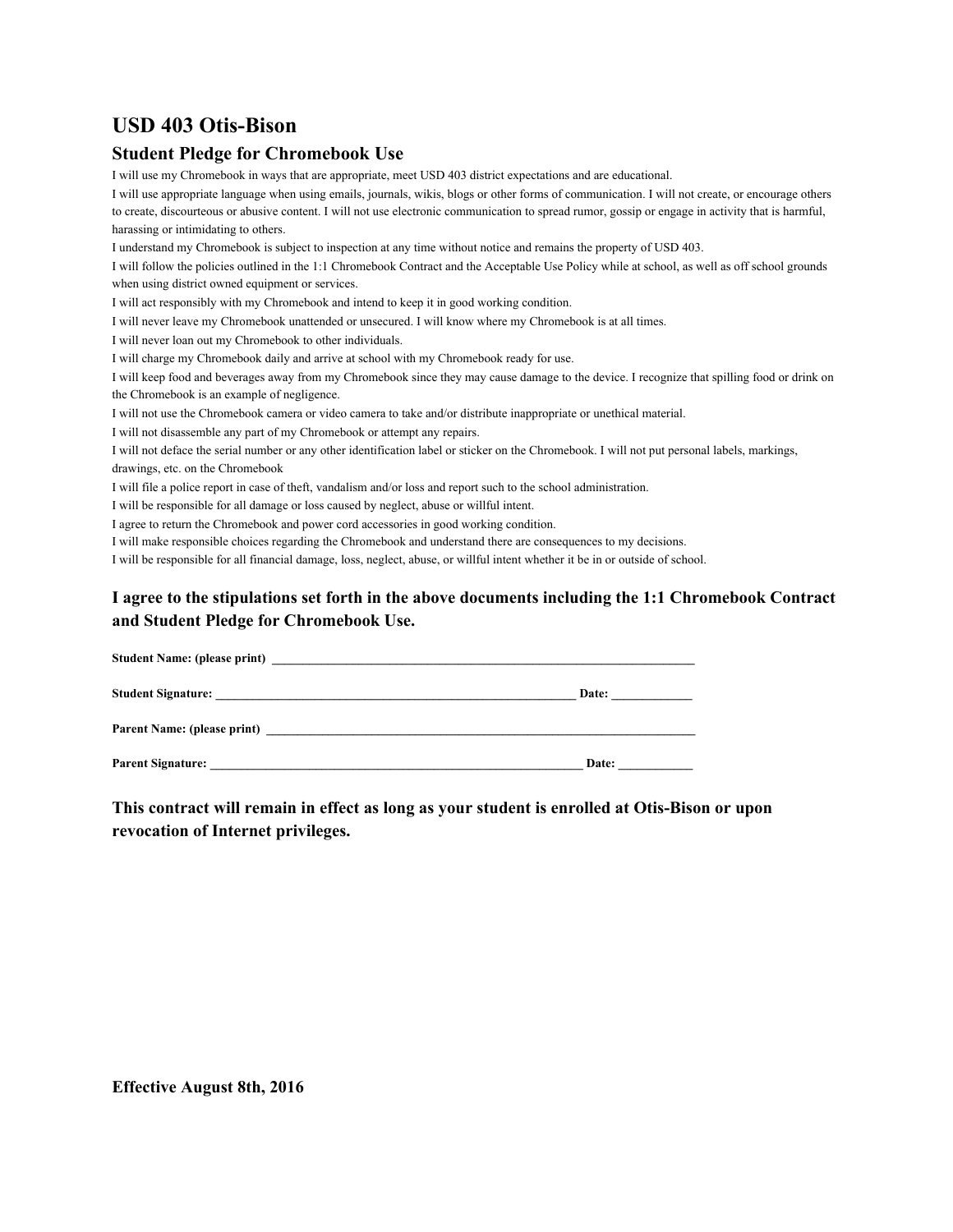# USD 403 Otis-Bison

## Student Pledge for Chromebook Use

I will use my Chromebook in ways that are appropriate, meet USD 403 district expectations and are educational.

I will use appropriate language when using emails, journals, wikis, blogs or other forms of communication. I will not create, or encourage others to create, discourteous or abusive content. I will not use electronic communication to spread rumor, gossip or engage in activity that is harmful, harassing or intimidating to others.

I understand my Chromebook is subject to inspection at any time without notice and remains the property of USD 403.

I will follow the policies outlined in the 1:1 Chromebook Contract and the Acceptable Use Policy while at school, as well as off school grounds when using district owned equipment or services.

I will act responsibly with my Chromebook and intend to keep it in good working condition.

I will never leave my Chromebook unattended or unsecured. I will know where my Chromebook is at all times.

I will never loan out my Chromebook to other individuals.

I will charge my Chromebook daily and arrive at school with my Chromebook ready for use.

I will keep food and beverages away from my Chromebook since they may cause damage to the device. I recognize that spilling food or drink on the Chromebook is an example of negligence.

I will not use the Chromebook camera or video camera to take and/or distribute inappropriate or unethical material.

I will not disassemble any part of my Chromebook or attempt any repairs.

I will not deface the serial number or any other identification label or sticker on the Chromebook. I will not put personal labels, markings, drawings, etc. on the Chromebook

I will file a police report in case of theft, vandalism and/or loss and report such to the school administration.

I will be responsible for all damage or loss caused by neglect, abuse or willful intent.

I agree to return the Chromebook and power cord accessories in good working condition.

I will make responsible choices regarding the Chromebook and understand there are consequences to my decisions.

I will be responsible for all financial damage, loss, neglect, abuse, or willful intent whether it be in or outside of school.

### I agree to the stipulations set forth in the above documents including the 1:1 Chromebook Contract and Student Pledge for Chromebook Use.

**Student Name: (please print)** ______________________________________________________________________

**Student Signature:** ___________________________________________________________ **Date:** ____________

**Parent Name: (please print)** ______________________________________________________________________

**Parent Signature:** ___________________________________________________________ **Date:** ____________

### This contract will remain in effect as long as your student is enrolled at Otis-Bison or upon revocation of Internet privileges.

**Effective August 8th, 2016**